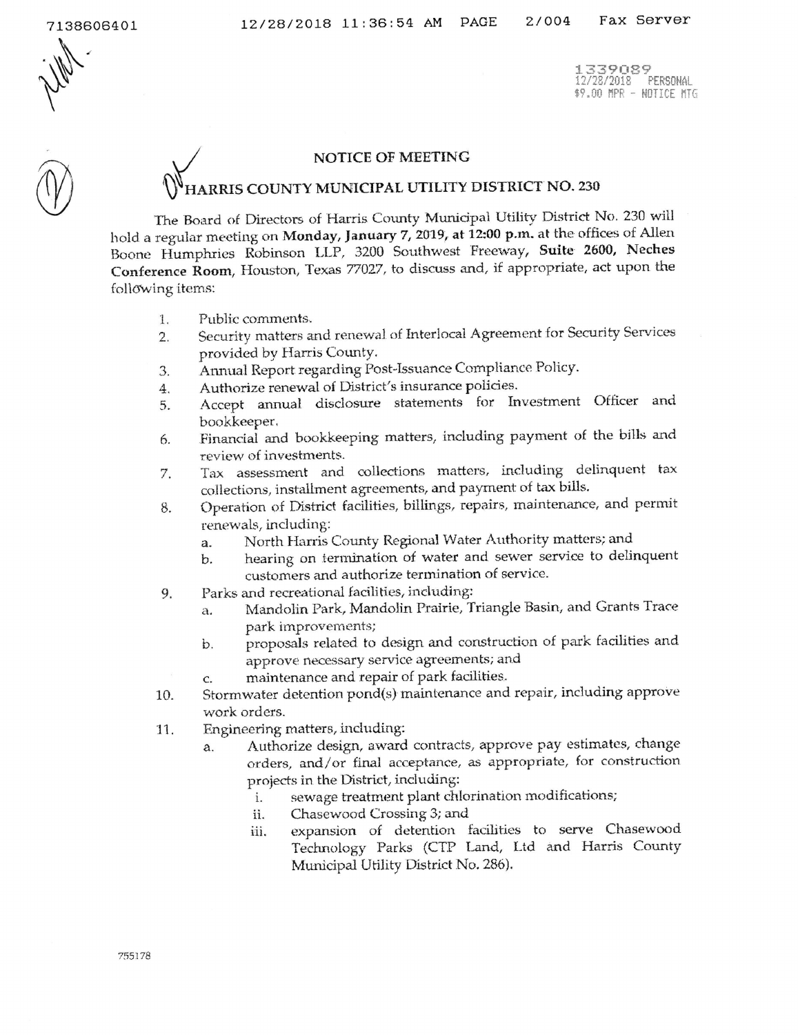1339089
12/28/2018 PERSONAL
$9.00 MPR - NOTICE MTG

# NOTICE OF MEETING

## HARRIS COUNTY MUNICIPAL UTILITY DISTRICT NO. 230

The Board of Directors of Harris County Municipal Utility District No. 230 will hold a regular meeting on **Monday, January 7, 2019, at 12:00 p.m.** at the offices of Allen Boone Humphries Robinson LLP, 3200 Southwest Freeway, **Suite 2600, Neches Conference Room**, Houston, Texas 77027, to discuss and, if appropriate, act upon the following items:

1. Public comments.
2. Security matters and renewal of Interlocal Agreement for Security Services provided by Harris County.
3. Annual Report regarding Post-Issuance Compliance Policy.
4. Authorize renewal of District's insurance policies.
5. Accept annual disclosure statements for Investment Officer and bookkeeper.
6. Financial and bookkeeping matters, including payment of the bills and review of investments.
7. Tax assessment and collections matters, including delinquent tax collections, installment agreements, and payment of tax bills.
8. Operation of District facilities, billings, repairs, maintenance, and permit renewals, including:
   a. North Harris County Regional Water Authority matters; and
   b. hearing on termination of water and sewer service to delinquent customers and authorize termination of service.
9. Parks and recreational facilities, including:
   a. Mandolin Park, Mandolin Prairie, Triangle Basin, and Grants Trace park improvements;
   b. proposals related to design and construction of park facilities and approve necessary service agreements; and
   c. maintenance and repair of park facilities.
10. Stormwater detention pond(s) maintenance and repair, including approve work orders.
11. Engineering matters, including:
    a. Authorize design, award contracts, approve pay estimates, change orders, and/or final acceptance, as appropriate, for construction projects in the District, including:
       i. sewage treatment plant chlorination modifications;
       ii. Chasewood Crossing 3; and
       iii. expansion of detention facilities to serve Chasewood Technology Parks (CTP Land, Ltd and Harris County Municipal Utility District No. 286).

755178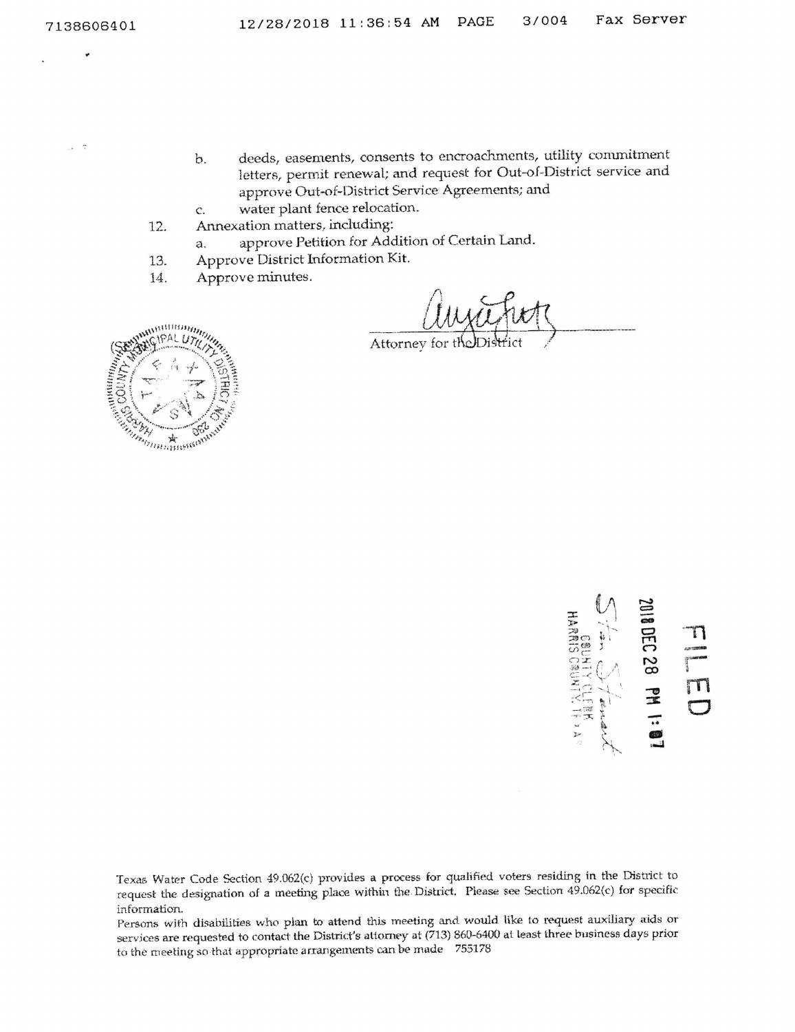b. deeds, easements, consents to encroachments, utility commitment letters, permit renewal; and request for Out-of-District service and approve Out-of-District Service Agreements; and

c. water plant fence relocation.

12. Annexation matters, including:

    a. approve Petition for Addition of Certain Land.

13. Approve District Information Kit.

14. Approve minutes.

(SEAL)

Attorney for the District

FILED
2018 DEC 28 PM 1:07
COUNTY CLERK
HARRIS COUNTY, TEXAS

Texas Water Code Section 49.062(c) provides a process for qualified voters residing in the District to request the designation of a meeting place within the District. Please see Section 49.062(c) for specific information.

Persons with disabilities who plan to attend this meeting and would like to request auxiliary aids or services are requested to contact the District's attorney at (713) 860-6400 at least three business days prior to the meeting so that appropriate arrangements can be made 755178